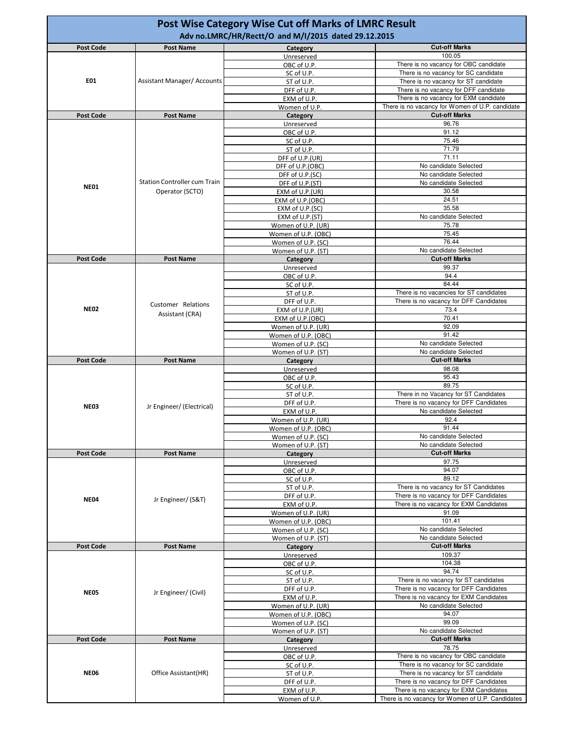# Post Wise Category Wise Cut off Marks of LMRC Result

## Adv no.LMRC/HR/Rectt/O and M/I/2015 dated 29.12.2015

| Post Code | Post Name | Category | Cut-off Marks |
|---|---|---|---|
| E01 | Assistant Manager/ Accounts | Unreserved | 100.05 |
| | | OBC of U.P. | There is no vacancy for OBC candidate |
| | | SC of U.P. | There is no vacancy for SC candidate |
| | | ST of U.P. | There is no vacancy for ST candidate |
| | | DFF of U.P. | There is no vacancy for DFF candidate |
| | | EXM of U.P. | There is no vacancy for EXM candidate |
| | | Women of U.P. | There is no vacancy for Women of U.P. candidate |
| **Post Code** | **Post Name** | **Category** | **Cut-off Marks** |
| NE01 | Station Controller cum Train Operator (SCTO) | Unreserved | 96.76 |
| | | OBC of U.P. | 91.12 |
| | | SC of U.P. | 75.46 |
| | | ST of U.P. | 71.79 |
| | | DFF of U.P.(UR) | 71.11 |
| | | DFF of U.P.(OBC) | No candidate Selected |
| | | DFF of U.P.(SC) | No candidate Selected |
| | | DFF of U.P.(ST) | No candidate Selected |
| | | EXM of U.P.(UR) | 30.58 |
| | | EXM of U.P.(OBC) | 24.51 |
| | | EXM of U.P.(SC) | 35.58 |
| | | EXM of U.P.(ST) | No candidate Selected |
| | | Women of U.P. (UR) | 75.78 |
| | | Women of U.P. (OBC) | 75.45 |
| | | Women of U.P. (SC) | 76.44 |
| | | Women of U.P. (ST) | No candidate Selected |
| **Post Code** | **Post Name** | **Category** | **Cut-off Marks** |
| NE02 | Customer Relations Assistant (CRA) | Unreserved | 99.37 |
| | | OBC of U.P. | 94.4 |
| | | SC of U.P. | 84.44 |
| | | ST of U.P. | There is no vacancies for ST candidates |
| | | DFF of U.P. | There is no vacancy for DFF Candidates |
| | | EXM of U.P.(UR) | 73.4 |
| | | EXM of U.P.(OBC) | 70.41 |
| | | Women of U.P. (UR) | 92.09 |
| | | Women of U.P. (OBC) | 91.42 |
| | | Women of U.P. (SC) | No candidate Selected |
| | | Women of U.P. (ST) | No candidate Selected |
| **Post Code** | **Post Name** | **Category** | **Cut-off Marks** |
| NE03 | Jr Engineer/ (Electrical) | Unreserved | 98.08 |
| | | OBC of U.P. | 95.43 |
| | | SC of U.P. | 89.75 |
| | | ST of U.P. | There in no Vacancy for ST Candidates |
| | | DFF of U.P. | There is no vacancy for DFF Candidates |
| | | EXM of U.P. | No candidate Selected |
| | | Women of U.P. (UR) | 92.4 |
| | | Women of U.P. (OBC) | 91.44 |
| | | Women of U.P. (SC) | No candidate Selected |
| | | Women of U.P. (ST) | No candidate Selected |
| **Post Code** | **Post Name** | **Category** | **Cut-off Marks** |
| NE04 | Jr Engineer/ (S&T) | Unreserved | 97.75 |
| | | OBC of U.P. | 94.07 |
| | | SC of U.P. | 89.12 |
| | | ST of U.P. | There is no vacancy for ST Candidates |
| | | DFF of U.P. | There is no vacancy for DFF Candidates |
| | | EXM of U.P. | There is no vacancy for EXM Candidates |
| | | Women of U.P. (UR) | 91.09 |
| | | Women of U.P. (OBC) | 101.41 |
| | | Women of U.P. (SC) | No candidate Selected |
| | | Women of U.P. (ST) | No candidate Selected |
| **Post Code** | **Post Name** | **Category** | **Cut-off Marks** |
| NE05 | Jr Engineer/ (Civil) | Unreserved | 109.37 |
| | | OBC of U.P. | 104.38 |
| | | SC of U.P. | 94.74 |
| | | ST of U.P. | There is no vacancy for ST candidates |
| | | DFF of U.P. | There is no vacancy for DFF Candidates |
| | | EXM of U.P. | There is no vacancy for EXM Candidates |
| | | Women of U.P. (UR) | No candidate Selected |
| | | Women of U.P. (OBC) | 94.07 |
| | | Women of U.P. (SC) | 99.09 |
| | | Women of U.P. (ST) | No candidate Selected |
| **Post Code** | **Post Name** | **Category** | **Cut-off Marks** |
| NE06 | Office Assistant(HR) | Unreserved | 78.75 |
| | | OBC of U.P. | There is no vacancy for OBC candidate |
| | | SC of U.P. | There is no vacancy for SC candidate |
| | | ST of U.P. | There is no vacancy for ST candidate |
| | | DFF of U.P. | There is no vacancy for DFF Candidates |
| | | EXM of U.P. | There is no vacancy for EXM Candidates |
| | | Women of U.P. | There is no vacancy for Women of U.P. Candidates |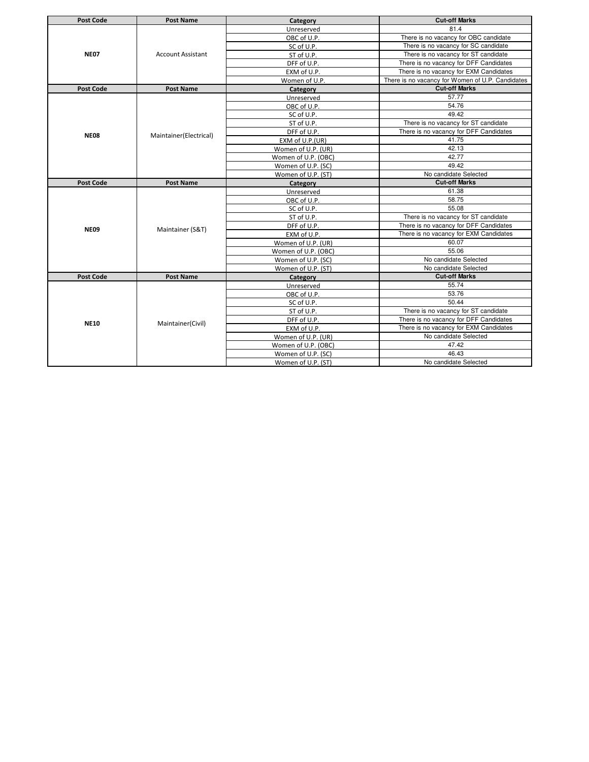| Post Code | Post Name | Category | Cut-off Marks |
|---|---|---|---|
| NE07 | Account Assistant | Unreserved | 81.4 |
| | | OBC of U.P. | There is no vacancy for OBC candidate |
| | | SC of U.P. | There is no vacancy for SC candidate |
| | | ST of U.P. | There is no vacancy for ST candidate |
| | | DFF of U.P. | There is no vacancy for DFF Candidates |
| | | EXM of U.P. | There is no vacancy for EXM Candidates |
| | | Women of U.P. | There is no vacancy for Women of U.P. Candidates |
| **Post Code** | **Post Name** | **Category** | **Cut-off Marks** |
| NE08 | Maintainer(Electrical) | Unreserved | 57.77 |
| | | OBC of U.P. | 54.76 |
| | | SC of U.P. | 49.42 |
| | | ST of U.P. | There is no vacancy for ST candidate |
| | | DFF of U.P. | There is no vacancy for DFF Candidates |
| | | EXM of U.P.(UR) | 41.75 |
| | | Women of U.P. (UR) | 42.13 |
| | | Women of U.P. (OBC) | 42.77 |
| | | Women of U.P. (SC) | 49.42 |
| | | Women of U.P. (ST) | No candidate Selected |
| **Post Code** | **Post Name** | **Category** | **Cut-off Marks** |
| NE09 | Maintainer (S&T) | Unreserved | 61.38 |
| | | OBC of U.P. | 58.75 |
| | | SC of U.P. | 55.08 |
| | | ST of U.P. | There is no vacancy for ST candidate |
| | | DFF of U.P. | There is no vacancy for DFF Candidates |
| | | EXM of U.P. | There is no vacancy for EXM Candidates |
| | | Women of U.P. (UR) | 60.07 |
| | | Women of U.P. (OBC) | 55.06 |
| | | Women of U.P. (SC) | No candidate Selected |
| | | Women of U.P. (ST) | No candidate Selected |
| **Post Code** | **Post Name** | **Category** | **Cut-off Marks** |
| NE10 | Maintainer(Civil) | Unreserved | 55.74 |
| | | OBC of U.P. | 53.76 |
| | | SC of U.P. | 50.44 |
| | | ST of U.P. | There is no vacancy for ST candidate |
| | | DFF of U.P. | There is no vacancy for DFF Candidates |
| | | EXM of U.P. | There is no vacancy for EXM Candidates |
| | | Women of U.P. (UR) | No candidate Selected |
| | | Women of U.P. (OBC) | 47.42 |
| | | Women of U.P. (SC) | 46.43 |
| | | Women of U.P. (ST) | No candidate Selected |